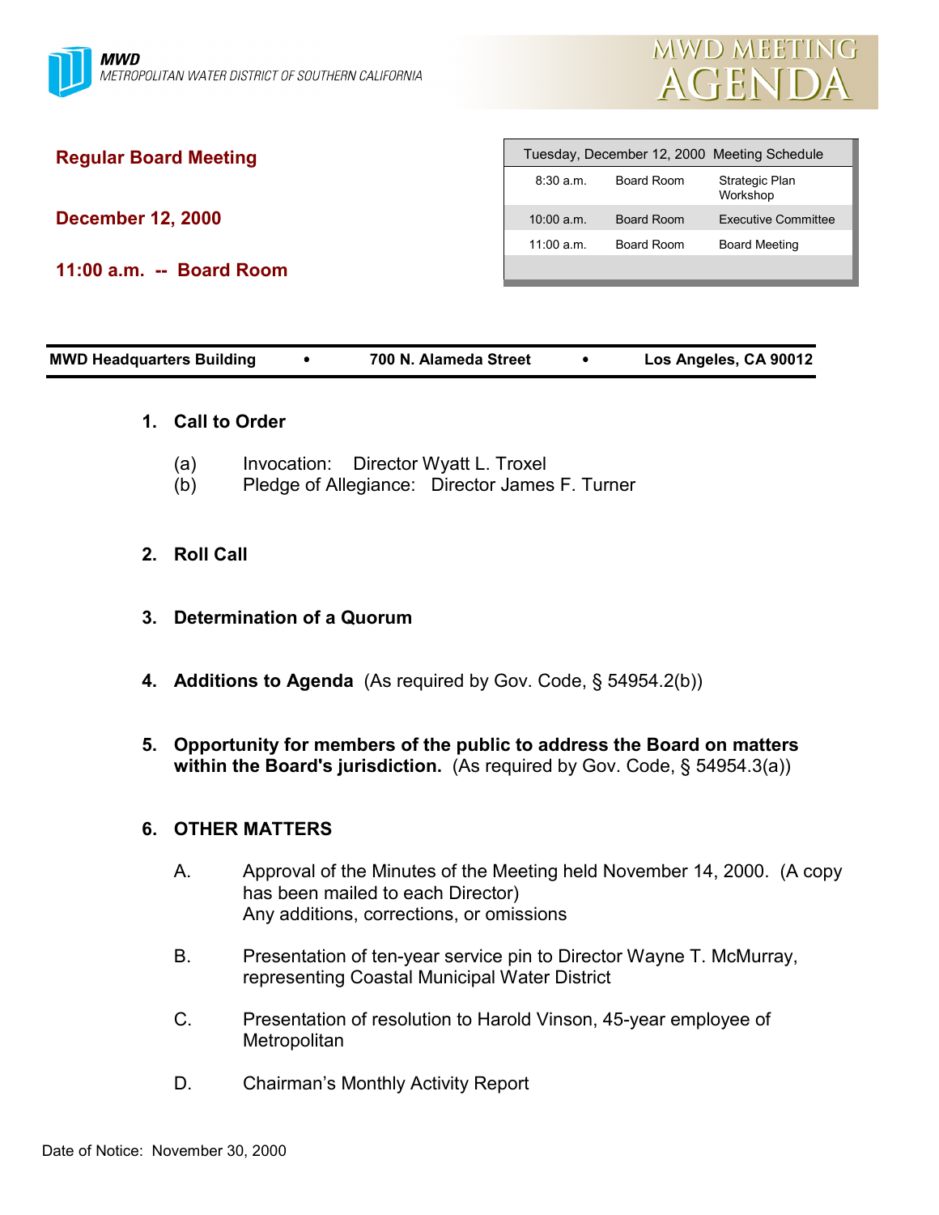**MWD**
*METROPOLITAN WATER DISTRICT OF SOUTHERN CALIFORNIA*

# MWD MEETING AGENDA

## Regular Board Meeting

**December 12, 2000**

**11:00 a.m. -- Board Room**

| Tuesday, December 12, 2000 Meeting Schedule | | |
|---|---|---|
| 8:30 a.m. | Board Room | Strategic Plan Workshop |
| 10:00 a.m. | Board Room | Executive Committee |
| 11:00 a.m. | Board Room | Board Meeting |

**MWD Headquarters Building • 700 N. Alameda Street • Los Angeles, CA 90012**

1. **Call to Order**

   (a) Invocation: Director Wyatt L. Troxel
   (b) Pledge of Allegiance: Director James F. Turner

2. **Roll Call**

3. **Determination of a Quorum**

4. **Additions to Agenda** (As required by Gov. Code, § 54954.2(b))

5. **Opportunity for members of the public to address the Board on matters within the Board's jurisdiction.** (As required by Gov. Code, § 54954.3(a))

6. **OTHER MATTERS**

   A. Approval of the Minutes of the Meeting held November 14, 2000. (A copy has been mailed to each Director)
   Any additions, corrections, or omissions

   B. Presentation of ten-year service pin to Director Wayne T. McMurray, representing Coastal Municipal Water District

   C. Presentation of resolution to Harold Vinson, 45-year employee of Metropolitan

   D. Chairman's Monthly Activity Report

Date of Notice: November 30, 2000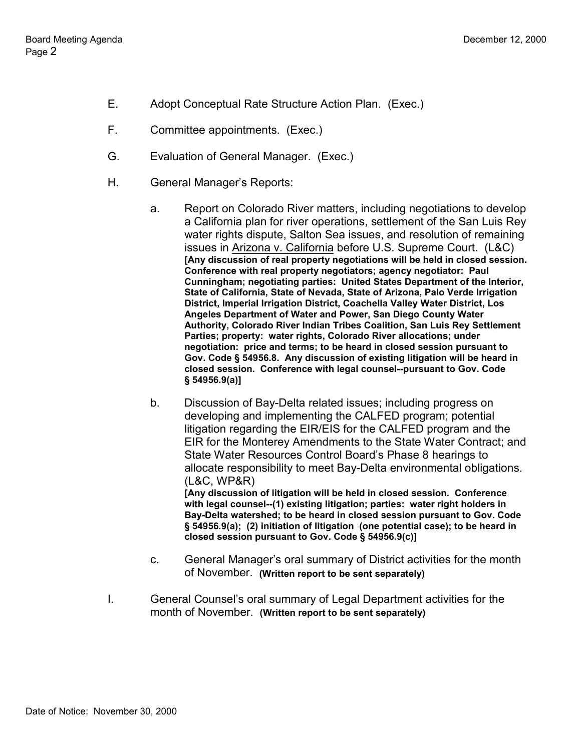E. Adopt Conceptual Rate Structure Action Plan. (Exec.)

F. Committee appointments. (Exec.)

G. Evaluation of General Manager. (Exec.)

H. General Manager's Reports:

   a. Report on Colorado River matters, including negotiations to develop a California plan for river operations, settlement of the San Luis Rey water rights dispute, Salton Sea issues, and resolution of remaining issues in Arizona v. California before U.S. Supreme Court. (L&C) **[Any discussion of real property negotiations will be held in closed session. Conference with real property negotiators; agency negotiator: Paul Cunningham; negotiating parties: United States Department of the Interior, State of California, State of Nevada, State of Arizona, Palo Verde Irrigation District, Imperial Irrigation District, Coachella Valley Water District, Los Angeles Department of Water and Power, San Diego County Water Authority, Colorado River Indian Tribes Coalition, San Luis Rey Settlement Parties; property: water rights, Colorado River allocations; under negotiation: price and terms; to be heard in closed session pursuant to Gov. Code § 54956.8. Any discussion of existing litigation will be heard in closed session. Conference with legal counsel--pursuant to Gov. Code § 54956.9(a)]**

   b. Discussion of Bay-Delta related issues; including progress on developing and implementing the CALFED program; potential litigation regarding the EIR/EIS for the CALFED program and the EIR for the Monterey Amendments to the State Water Contract; and State Water Resources Control Board's Phase 8 hearings to allocate responsibility to meet Bay-Delta environmental obligations. (L&C, WP&R) **[Any discussion of litigation will be held in closed session. Conference with legal counsel--(1) existing litigation; parties: water right holders in Bay-Delta watershed; to be heard in closed session pursuant to Gov. Code § 54956.9(a); (2) initiation of litigation (one potential case); to be heard in closed session pursuant to Gov. Code § 54956.9(c)]**

   c. General Manager's oral summary of District activities for the month of November. **(Written report to be sent separately)**

I. General Counsel's oral summary of Legal Department activities for the month of November. **(Written report to be sent separately)**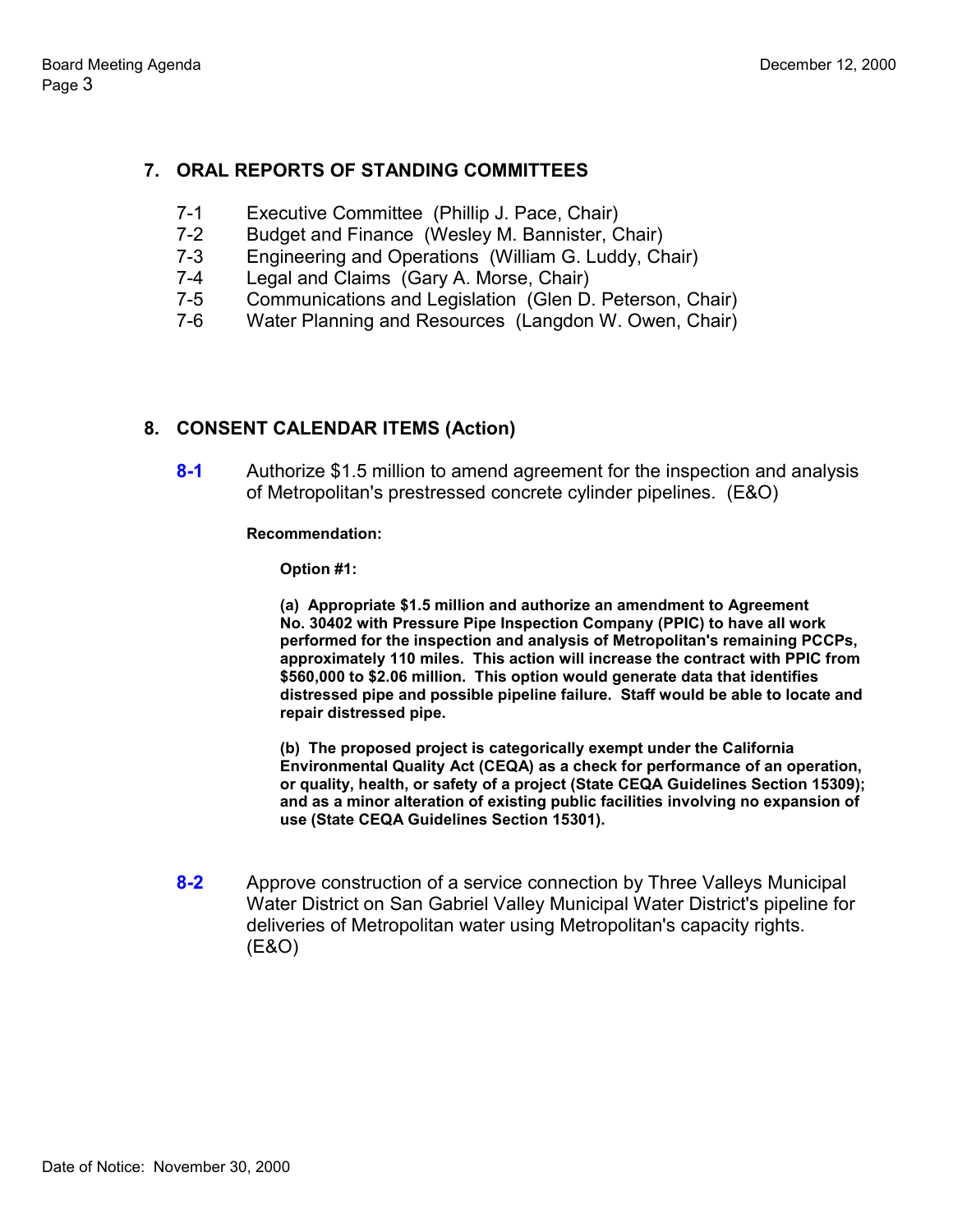## 7. ORAL REPORTS OF STANDING COMMITTEES

7-1 Executive Committee (Phillip J. Pace, Chair)
7-2 Budget and Finance (Wesley M. Bannister, Chair)
7-3 Engineering and Operations (William G. Luddy, Chair)
7-4 Legal and Claims (Gary A. Morse, Chair)
7-5 Communications and Legislation (Glen D. Peterson, Chair)
7-6 Water Planning and Resources (Langdon W. Owen, Chair)

## 8. CONSENT CALENDAR ITEMS (Action)

**8-1** Authorize $1.5 million to amend agreement for the inspection and analysis of Metropolitan's prestressed concrete cylinder pipelines. (E&O)

**Recommendation:**

**Option #1:**

**(a) Appropriate $1.5 million and authorize an amendment to Agreement No. 30402 with Pressure Pipe Inspection Company (PPIC) to have all work performed for the inspection and analysis of Metropolitan's remaining PCCPs, approximately 110 miles. This action will increase the contract with PPIC from $560,000 to $2.06 million. This option would generate data that identifies distressed pipe and possible pipeline failure. Staff would be able to locate and repair distressed pipe.**

**(b) The proposed project is categorically exempt under the California Environmental Quality Act (CEQA) as a check for performance of an operation, or quality, health, or safety of a project (State CEQA Guidelines Section 15309); and as a minor alteration of existing public facilities involving no expansion of use (State CEQA Guidelines Section 15301).**

**8-2** Approve construction of a service connection by Three Valleys Municipal Water District on San Gabriel Valley Municipal Water District's pipeline for deliveries of Metropolitan water using Metropolitan's capacity rights. (E&O)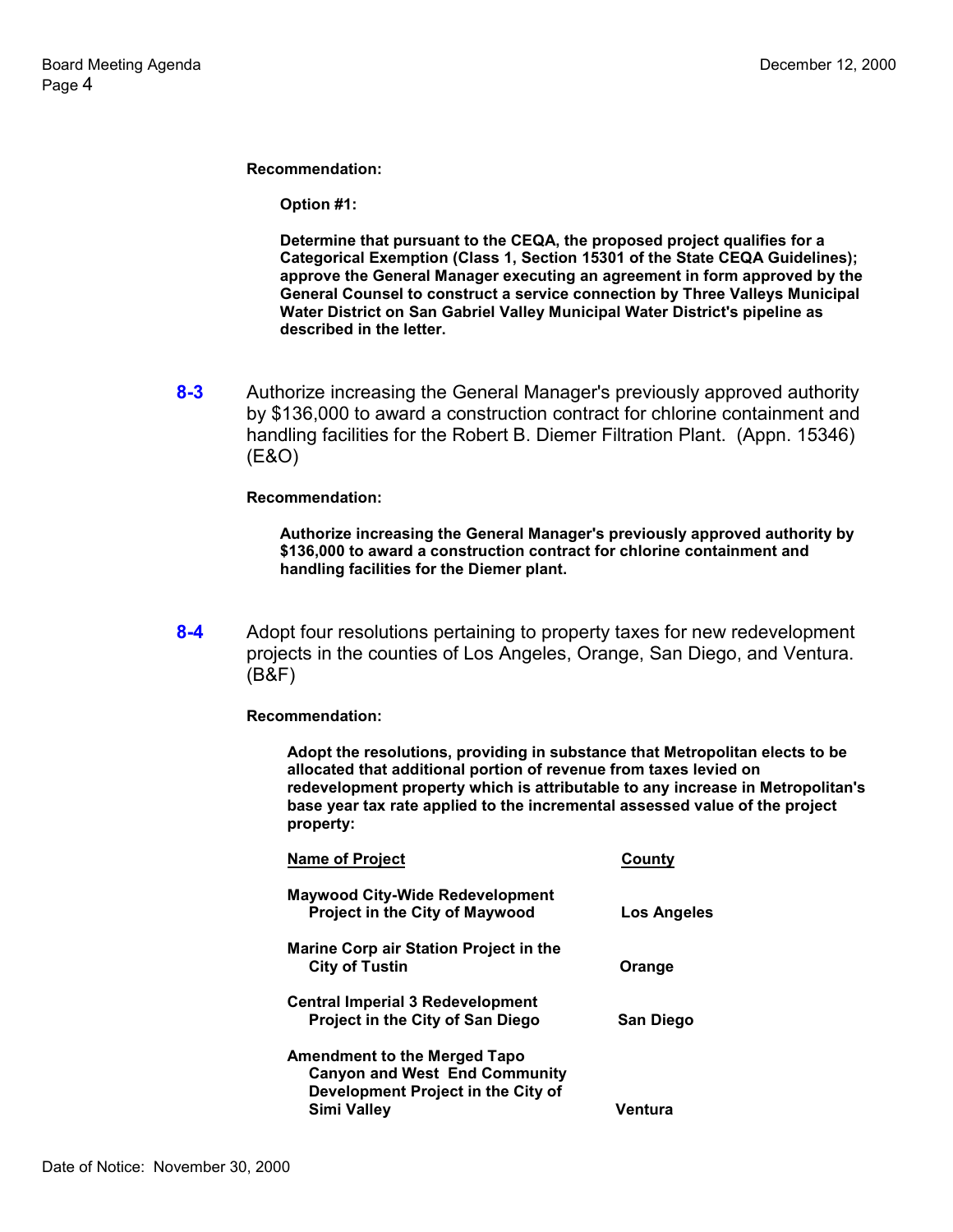**Recommendation:**

**Option #1:**

**Determine that pursuant to the CEQA, the proposed project qualifies for a Categorical Exemption (Class 1, Section 15301 of the State CEQA Guidelines); approve the General Manager executing an agreement in form approved by the General Counsel to construct a service connection by Three Valleys Municipal Water District on San Gabriel Valley Municipal Water District's pipeline as described in the letter.**

**8-3** Authorize increasing the General Manager's previously approved authority by $136,000 to award a construction contract for chlorine containment and handling facilities for the Robert B. Diemer Filtration Plant. (Appn. 15346) (E&O)

**Recommendation:**

**Authorize increasing the General Manager's previously approved authority by $136,000 to award a construction contract for chlorine containment and handling facilities for the Diemer plant.**

**8-4** Adopt four resolutions pertaining to property taxes for new redevelopment projects in the counties of Los Angeles, Orange, San Diego, and Ventura. (B&F)

**Recommendation:**

**Adopt the resolutions, providing in substance that Metropolitan elects to be allocated that additional portion of revenue from taxes levied on redevelopment property which is attributable to any increase in Metropolitan's base year tax rate applied to the incremental assessed value of the project property:**

| Name of Project | County |
|---|---|
| **Maywood City-Wide Redevelopment Project in the City of Maywood** | **Los Angeles** |
| **Marine Corp air Station Project in the City of Tustin** | **Orange** |
| **Central Imperial 3 Redevelopment Project in the City of San Diego** | **San Diego** |
| **Amendment to the Merged Tapo Canyon and West End Community Development Project in the City of Simi Valley** | **Ventura** |

Date of Notice: November 30, 2000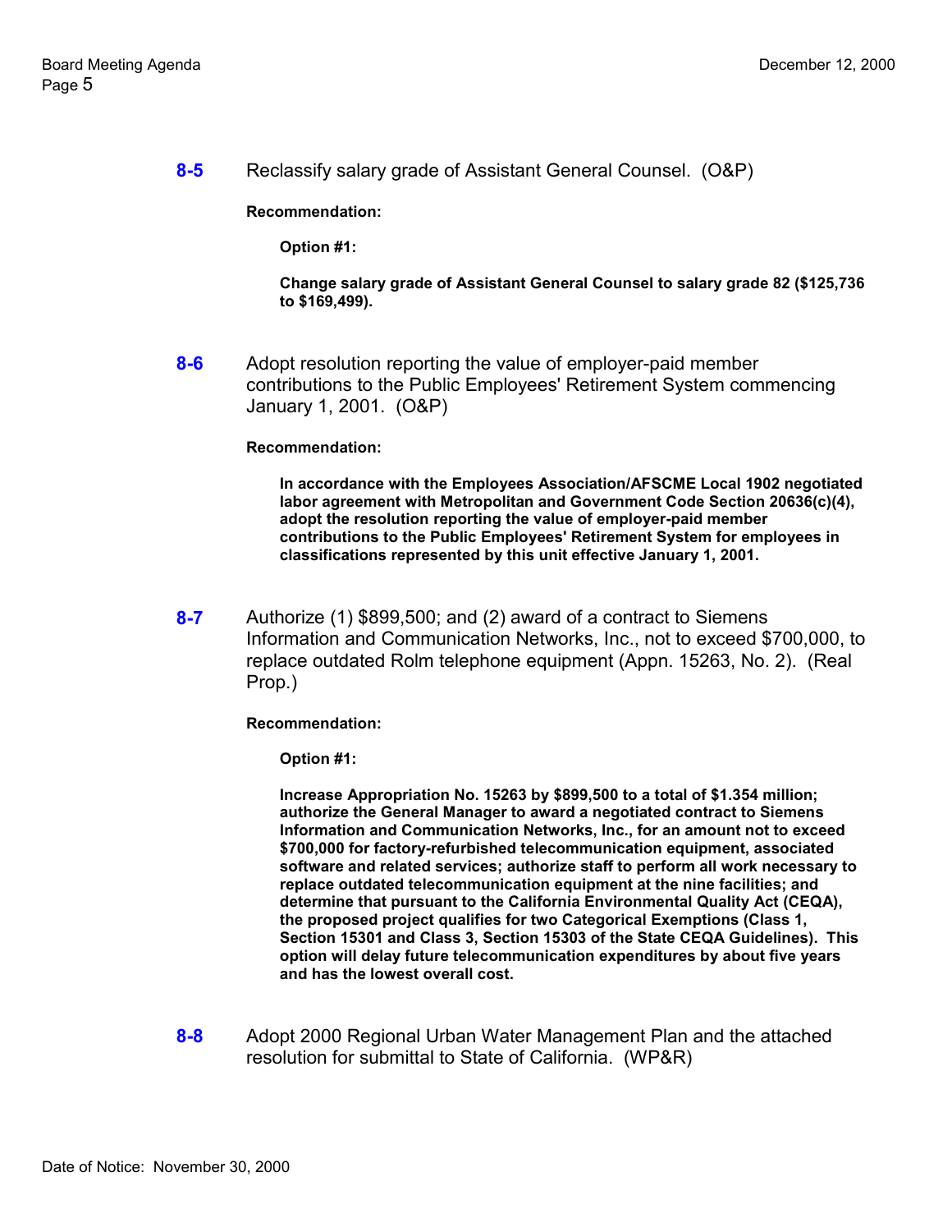**8-5** Reclassify salary grade of Assistant General Counsel. (O&P)

**Recommendation:**

**Option #1:**

**Change salary grade of Assistant General Counsel to salary grade 82 ($125,736 to $169,499).**

**8-6** Adopt resolution reporting the value of employer-paid member contributions to the Public Employees' Retirement System commencing January 1, 2001. (O&P)

**Recommendation:**

**In accordance with the Employees Association/AFSCME Local 1902 negotiated labor agreement with Metropolitan and Government Code Section 20636(c)(4), adopt the resolution reporting the value of employer-paid member contributions to the Public Employees' Retirement System for employees in classifications represented by this unit effective January 1, 2001.**

**8-7** Authorize (1) $899,500; and (2) award of a contract to Siemens Information and Communication Networks, Inc., not to exceed $700,000, to replace outdated Rolm telephone equipment (Appn. 15263, No. 2). (Real Prop.)

**Recommendation:**

**Option #1:**

**Increase Appropriation No. 15263 by $899,500 to a total of $1.354 million; authorize the General Manager to award a negotiated contract to Siemens Information and Communication Networks, Inc., for an amount not to exceed $700,000 for factory-refurbished telecommunication equipment, associated software and related services; authorize staff to perform all work necessary to replace outdated telecommunication equipment at the nine facilities; and determine that pursuant to the California Environmental Quality Act (CEQA), the proposed project qualifies for two Categorical Exemptions (Class 1, Section 15301 and Class 3, Section 15303 of the State CEQA Guidelines). This option will delay future telecommunication expenditures by about five years and has the lowest overall cost.**

**8-8** Adopt 2000 Regional Urban Water Management Plan and the attached resolution for submittal to State of California. (WP&R)

Date of Notice: November 30, 2000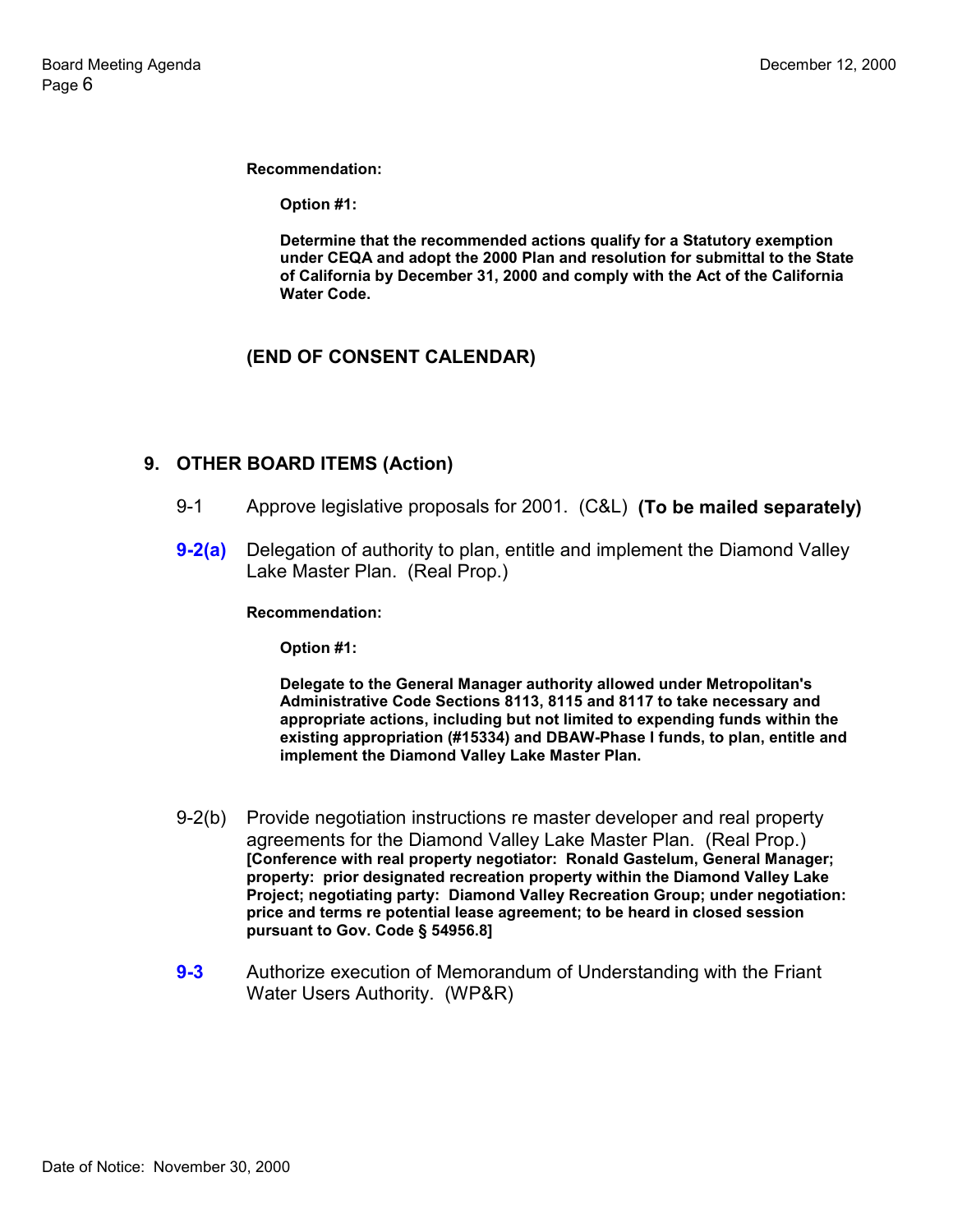**Recommendation:**

**Option #1:**

**Determine that the recommended actions qualify for a Statutory exemption under CEQA and adopt the 2000 Plan and resolution for submittal to the State of California by December 31, 2000 and comply with the Act of the California Water Code.**

**(END OF CONSENT CALENDAR)**

## 9. OTHER BOARD ITEMS (Action)

9-1 Approve legislative proposals for 2001. (C&L) **(To be mailed separately)**

**9-2(a)** Delegation of authority to plan, entitle and implement the Diamond Valley Lake Master Plan. (Real Prop.)

**Recommendation:**

**Option #1:**

**Delegate to the General Manager authority allowed under Metropolitan's Administrative Code Sections 8113, 8115 and 8117 to take necessary and appropriate actions, including but not limited to expending funds within the existing appropriation (#15334) and DBAW-Phase I funds, to plan, entitle and implement the Diamond Valley Lake Master Plan.**

9-2(b) Provide negotiation instructions re master developer and real property agreements for the Diamond Valley Lake Master Plan. (Real Prop.) **[Conference with real property negotiator: Ronald Gastelum, General Manager; property: prior designated recreation property within the Diamond Valley Lake Project; negotiating party: Diamond Valley Recreation Group; under negotiation: price and terms re potential lease agreement; to be heard in closed session pursuant to Gov. Code § 54956.8]**

**9-3** Authorize execution of Memorandum of Understanding with the Friant Water Users Authority. (WP&R)

Date of Notice: November 30, 2000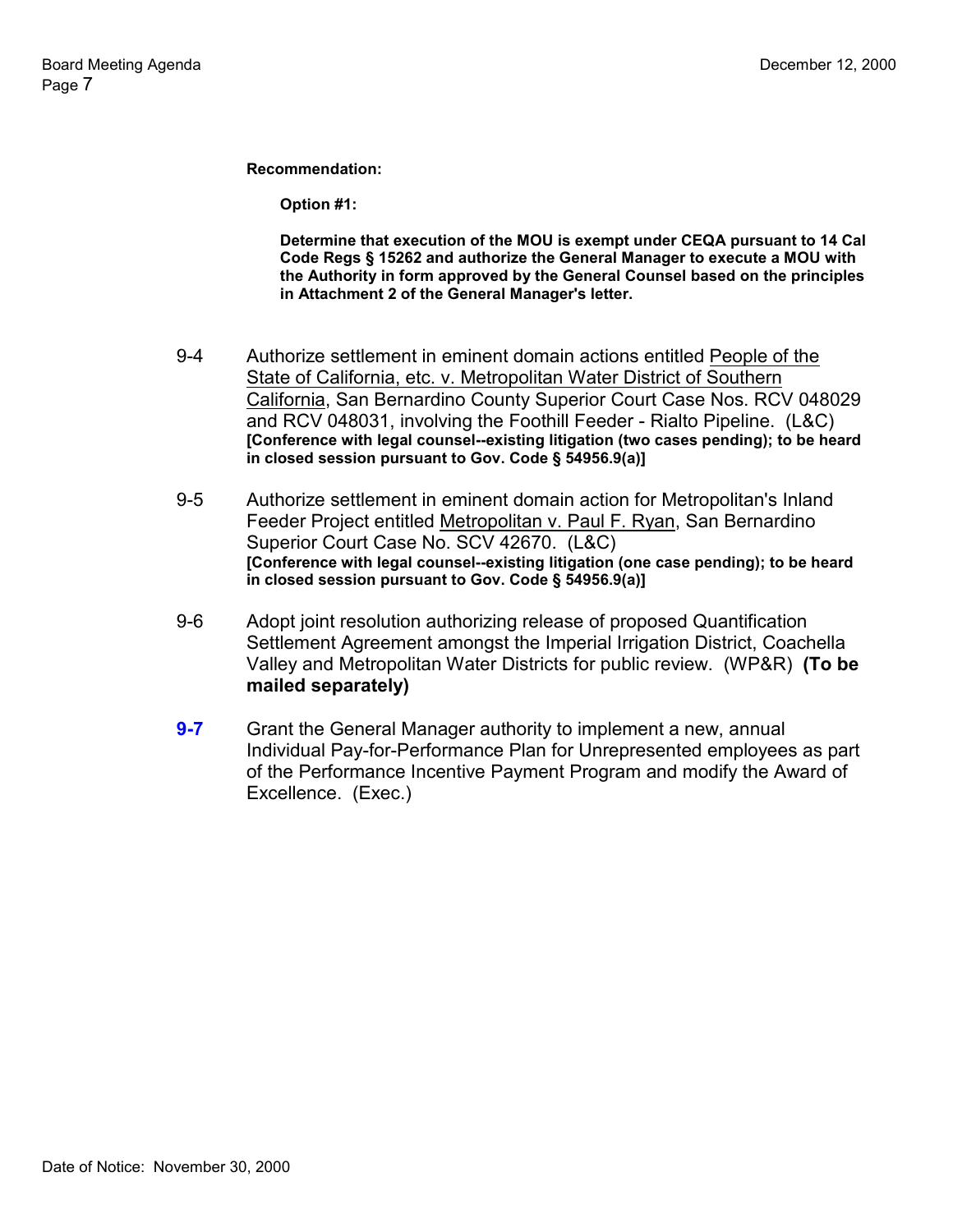**Recommendation:**

**Option #1:**

**Determine that execution of the MOU is exempt under CEQA pursuant to 14 Cal Code Regs § 15262 and authorize the General Manager to execute a MOU with the Authority in form approved by the General Counsel based on the principles in Attachment 2 of the General Manager's letter.**

9-4 Authorize settlement in eminent domain actions entitled People of the State of California, etc. v. Metropolitan Water District of Southern California, San Bernardino County Superior Court Case Nos. RCV 048029 and RCV 048031, involving the Foothill Feeder - Rialto Pipeline. (L&C) **[Conference with legal counsel--existing litigation (two cases pending); to be heard in closed session pursuant to Gov. Code § 54956.9(a)]**

9-5 Authorize settlement in eminent domain action for Metropolitan's Inland Feeder Project entitled Metropolitan v. Paul F. Ryan, San Bernardino Superior Court Case No. SCV 42670. (L&C) **[Conference with legal counsel--existing litigation (one case pending); to be heard in closed session pursuant to Gov. Code § 54956.9(a)]**

9-6 Adopt joint resolution authorizing release of proposed Quantification Settlement Agreement amongst the Imperial Irrigation District, Coachella Valley and Metropolitan Water Districts for public review. (WP&R) **(To be mailed separately)**

**9-7** Grant the General Manager authority to implement a new, annual Individual Pay-for-Performance Plan for Unrepresented employees as part of the Performance Incentive Payment Program and modify the Award of Excellence. (Exec.)

Date of Notice: November 30, 2000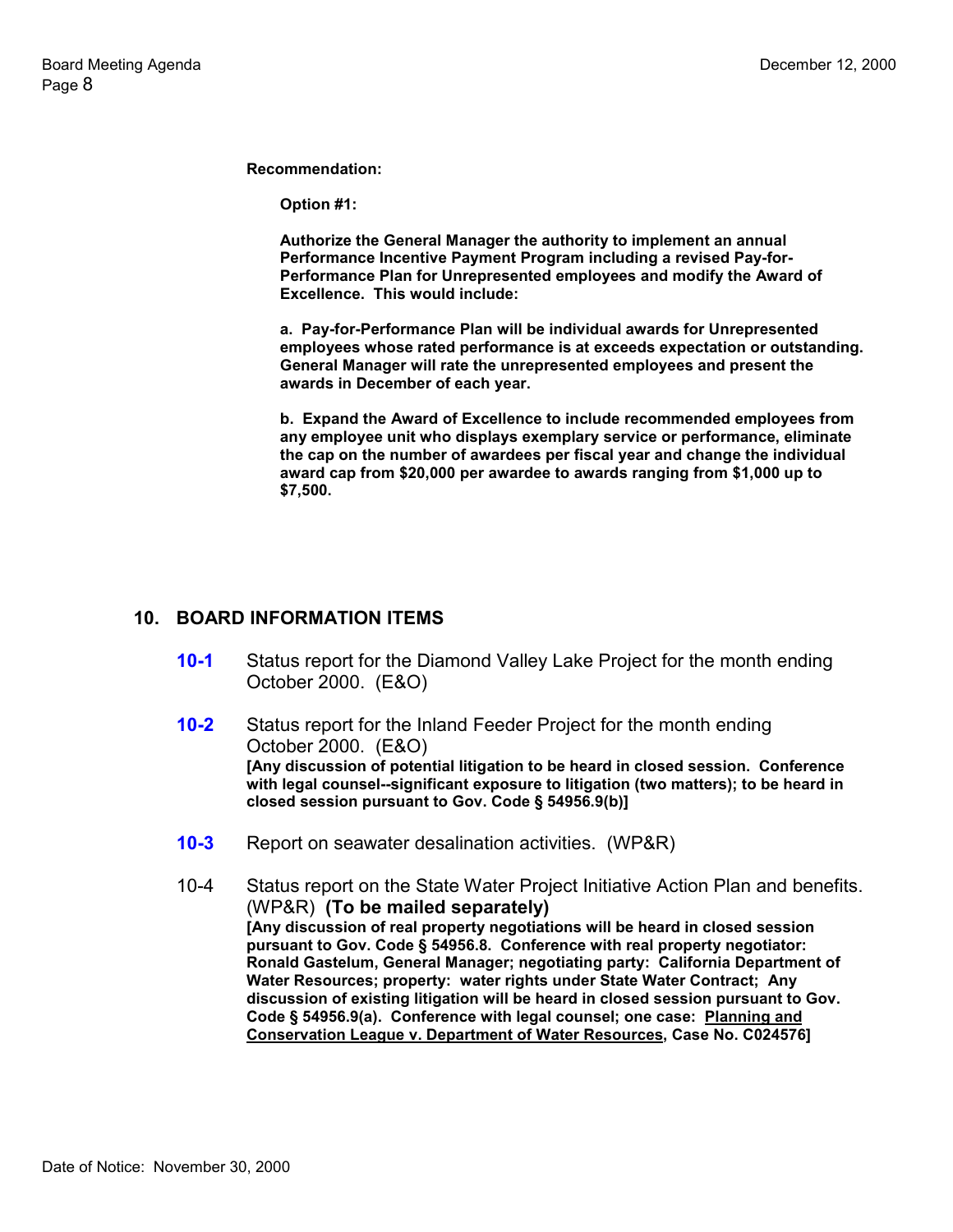**Recommendation:**

**Option #1:**

**Authorize the General Manager the authority to implement an annual Performance Incentive Payment Program including a revised Pay-for-Performance Plan for Unrepresented employees and modify the Award of Excellence. This would include:**

**a. Pay-for-Performance Plan will be individual awards for Unrepresented employees whose rated performance is at exceeds expectation or outstanding. General Manager will rate the unrepresented employees and present the awards in December of each year.**

**b. Expand the Award of Excellence to include recommended employees from any employee unit who displays exemplary service or performance, eliminate the cap on the number of awardees per fiscal year and change the individual award cap from $20,000 per awardee to awards ranging from $1,000 up to $7,500.**

## 10. BOARD INFORMATION ITEMS

**10-1** Status report for the Diamond Valley Lake Project for the month ending October 2000. (E&O)

**10-2** Status report for the Inland Feeder Project for the month ending October 2000. (E&O)
**[Any discussion of potential litigation to be heard in closed session. Conference with legal counsel--significant exposure to litigation (two matters); to be heard in closed session pursuant to Gov. Code § 54956.9(b)]**

**10-3** Report on seawater desalination activities. (WP&R)

10-4 Status report on the State Water Project Initiative Action Plan and benefits. (WP&R) **(To be mailed separately)**
**[Any discussion of real property negotiations will be heard in closed session pursuant to Gov. Code § 54956.8. Conference with real property negotiator: Ronald Gastelum, General Manager; negotiating party: California Department of Water Resources; property: water rights under State Water Contract; Any discussion of existing litigation will be heard in closed session pursuant to Gov. Code § 54956.9(a). Conference with legal counsel; one case: <u>Planning and Conservation League v. Department of Water Resources</u>, Case No. C024576]**

Date of Notice: November 30, 2000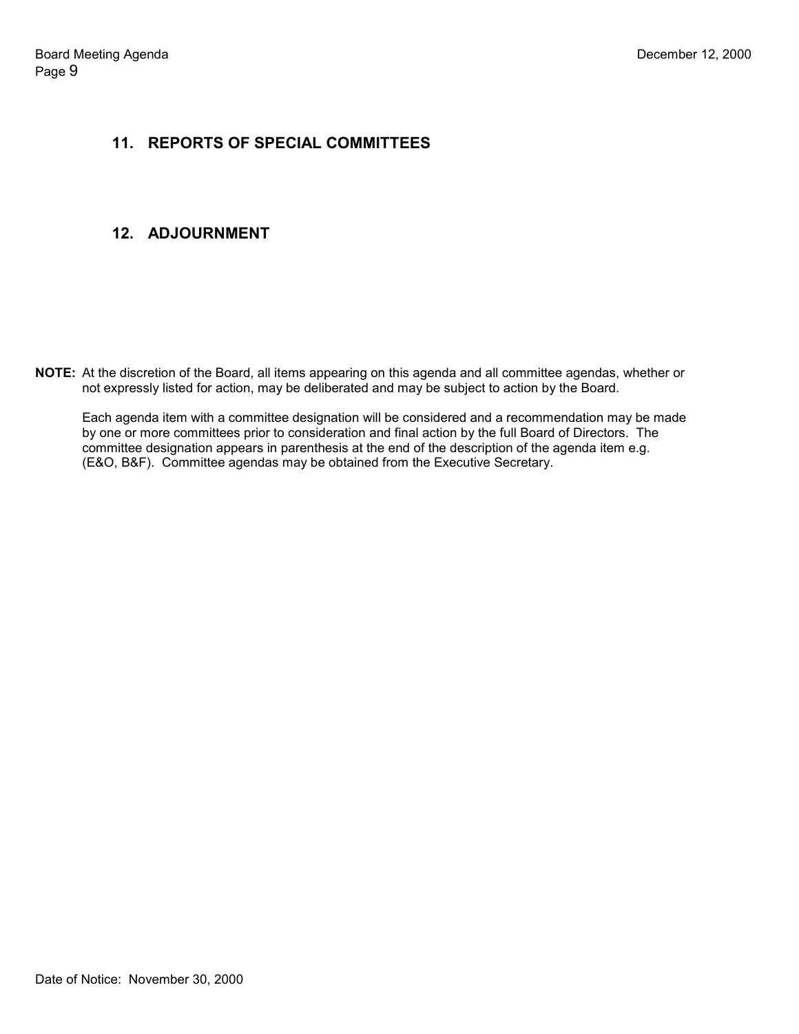## 11. REPORTS OF SPECIAL COMMITTEES

## 12. ADJOURNMENT

**NOTE:** At the discretion of the Board, all items appearing on this agenda and all committee agendas, whether or not expressly listed for action, may be deliberated and may be subject to action by the Board.

Each agenda item with a committee designation will be considered and a recommendation may be made by one or more committees prior to consideration and final action by the full Board of Directors. The committee designation appears in parenthesis at the end of the description of the agenda item e.g. (E&O, B&F). Committee agendas may be obtained from the Executive Secretary.

Date of Notice: November 30, 2000